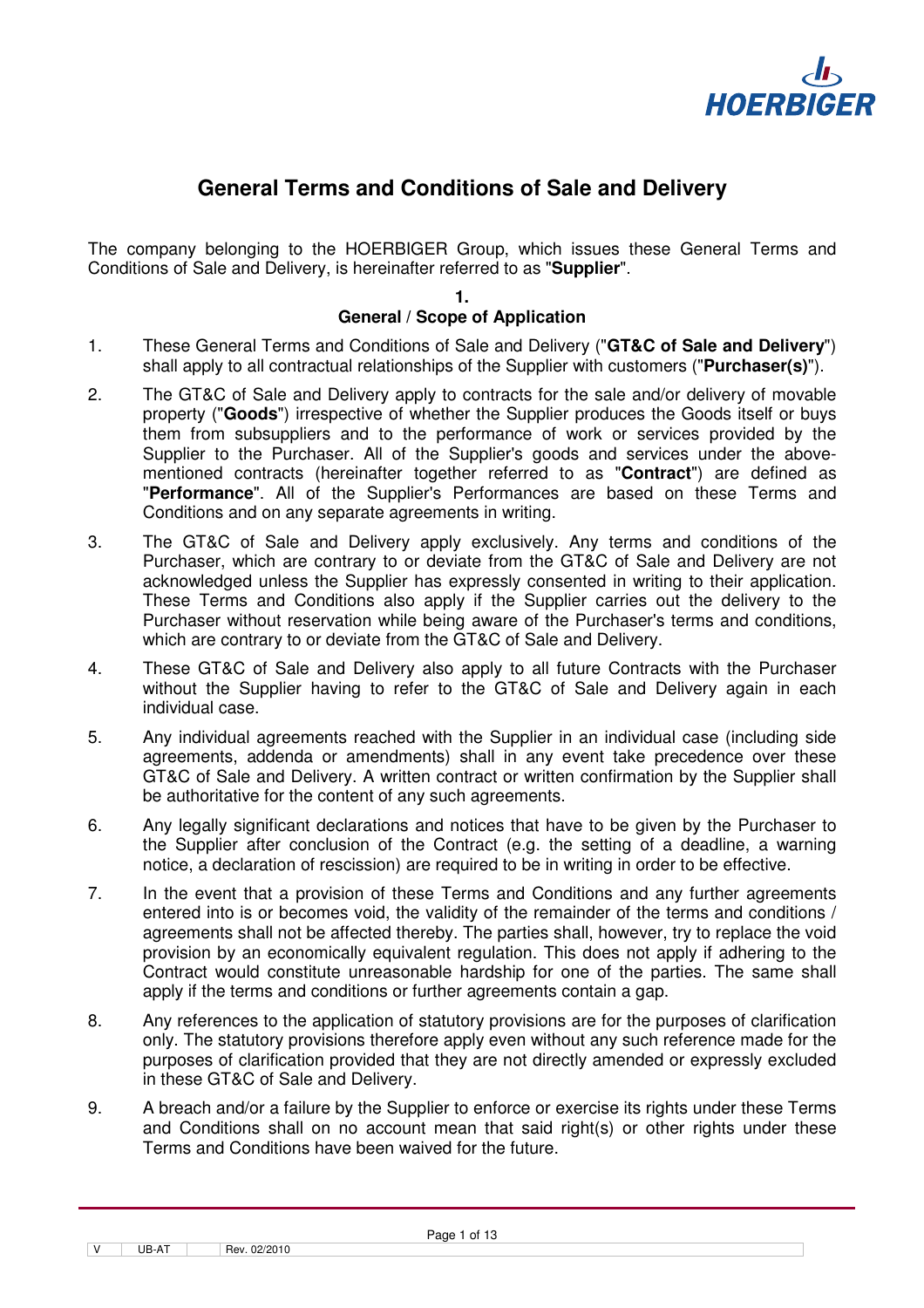# General Terms and Conditions of Sale and Delivery

The company belonging to the HOERBIGER Group, which issues these General Terms and Conditions of Sale and Delivery, is hereinafter referred to as "**Supplier**".

## 1.
## General / Scope of Application

1. These General Terms and Conditions of Sale and Delivery ("**GT&C of Sale and Delivery**") shall apply to all contractual relationships of the Supplier with customers ("**Purchaser(s)**").

2. The GT&C of Sale and Delivery apply to contracts for the sale and/or delivery of movable property ("**Goods**") irrespective of whether the Supplier produces the Goods itself or buys them from subsuppliers and to the performance of work or services provided by the Supplier to the Purchaser. All of the Supplier's goods and services under the above-mentioned contracts (hereinafter together referred to as "**Contract**") are defined as "**Performance**". All of the Supplier's Performances are based on these Terms and Conditions and on any separate agreements in writing.

3. The GT&C of Sale and Delivery apply exclusively. Any terms and conditions of the Purchaser, which are contrary to or deviate from the GT&C of Sale and Delivery are not acknowledged unless the Supplier has expressly consented in writing to their application. These Terms and Conditions also apply if the Supplier carries out the delivery to the Purchaser without reservation while being aware of the Purchaser's terms and conditions, which are contrary to or deviate from the GT&C of Sale and Delivery.

4. These GT&C of Sale and Delivery also apply to all future Contracts with the Purchaser without the Supplier having to refer to the GT&C of Sale and Delivery again in each individual case.

5. Any individual agreements reached with the Supplier in an individual case (including side agreements, addenda or amendments) shall in any event take precedence over these GT&C of Sale and Delivery. A written contract or written confirmation by the Supplier shall be authoritative for the content of any such agreements.

6. Any legally significant declarations and notices that have to be given by the Purchaser to the Supplier after conclusion of the Contract (e.g. the setting of a deadline, a warning notice, a declaration of rescission) are required to be in writing in order to be effective.

7. In the event that a provision of these Terms and Conditions and any further agreements entered into is or becomes void, the validity of the remainder of the terms and conditions / agreements shall not be affected thereby. The parties shall, however, try to replace the void provision by an economically equivalent regulation. This does not apply if adhering to the Contract would constitute unreasonable hardship for one of the parties. The same shall apply if the terms and conditions or further agreements contain a gap.

8. Any references to the application of statutory provisions are for the purposes of clarification only. The statutory provisions therefore apply even without any such reference made for the purposes of clarification provided that they are not directly amended or expressly excluded in these GT&C of Sale and Delivery.

9. A breach and/or a failure by the Supplier to enforce or exercise its rights under these Terms and Conditions shall on no account mean that said right(s) or other rights under these Terms and Conditions have been waived for the future.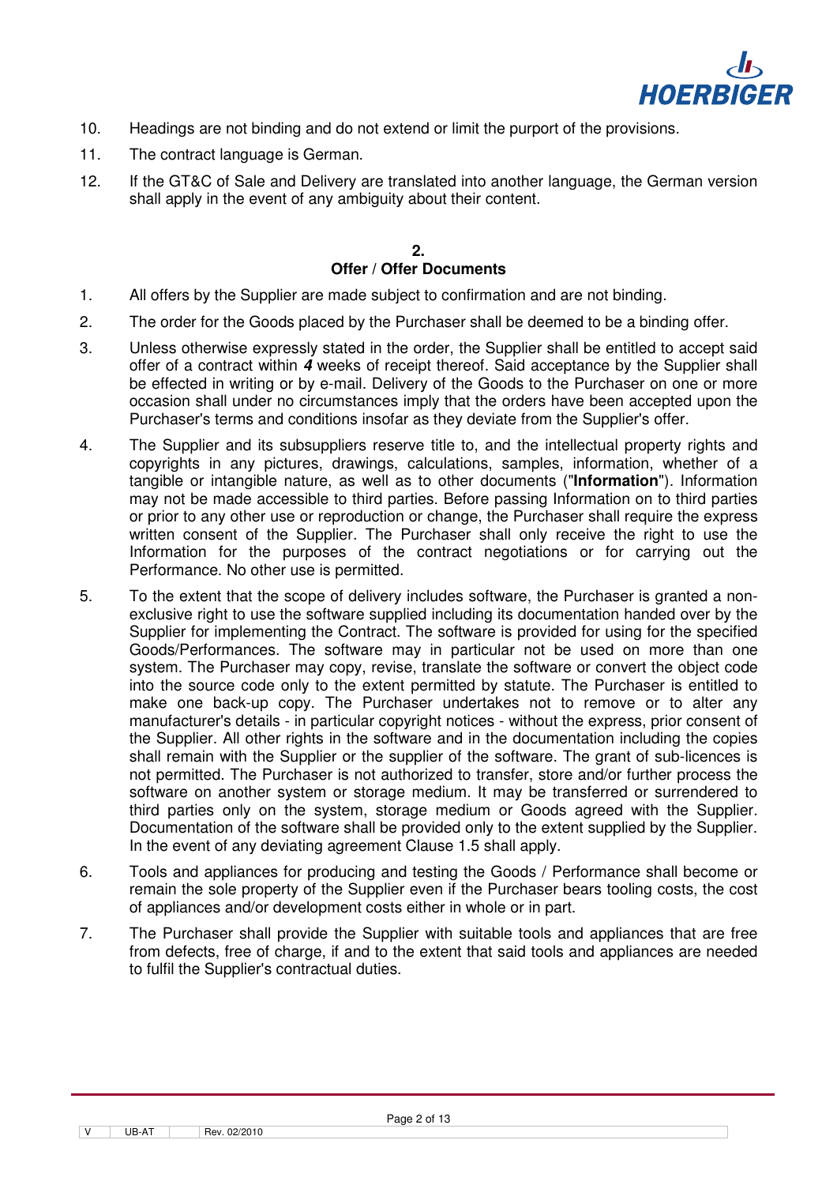10. Headings are not binding and do not extend or limit the purport of the provisions.
11. The contract language is German.
12. If the GT&C of Sale and Delivery are translated into another language, the German version shall apply in the event of any ambiguity about their content.

## 2.
## Offer / Offer Documents

1. All offers by the Supplier are made subject to confirmation and are not binding.
2. The order for the Goods placed by the Purchaser shall be deemed to be a binding offer.
3. Unless otherwise expressly stated in the order, the Supplier shall be entitled to accept said offer of a contract within ***4*** weeks of receipt thereof. Said acceptance by the Supplier shall be effected in writing or by e-mail. Delivery of the Goods to the Purchaser on one or more occasion shall under no circumstances imply that the orders have been accepted upon the Purchaser's terms and conditions insofar as they deviate from the Supplier's offer.
4. The Supplier and its subsuppliers reserve title to, and the intellectual property rights and copyrights in any pictures, drawings, calculations, samples, information, whether of a tangible or intangible nature, as well as to other documents ("**Information**"). Information may not be made accessible to third parties. Before passing Information on to third parties or prior to any other use or reproduction or change, the Purchaser shall require the express written consent of the Supplier. The Purchaser shall only receive the right to use the Information for the purposes of the contract negotiations or for carrying out the Performance. No other use is permitted.
5. To the extent that the scope of delivery includes software, the Purchaser is granted a non-exclusive right to use the software supplied including its documentation handed over by the Supplier for implementing the Contract. The software is provided for using for the specified Goods/Performances. The software may in particular not be used on more than one system. The Purchaser may copy, revise, translate the software or convert the object code into the source code only to the extent permitted by statute. The Purchaser is entitled to make one back-up copy. The Purchaser undertakes not to remove or to alter any manufacturer's details - in particular copyright notices - without the express, prior consent of the Supplier. All other rights in the software and in the documentation including the copies shall remain with the Supplier or the supplier of the software. The grant of sub-licences is not permitted. The Purchaser is not authorized to transfer, store and/or further process the software on another system or storage medium. It may be transferred or surrendered to third parties only on the system, storage medium or Goods agreed with the Supplier. Documentation of the software shall be provided only to the extent supplied by the Supplier. In the event of any deviating agreement Clause 1.5 shall apply.
6. Tools and appliances for producing and testing the Goods / Performance shall become or remain the sole property of the Supplier even if the Purchaser bears tooling costs, the cost of appliances and/or development costs either in whole or in part.
7. The Purchaser shall provide the Supplier with suitable tools and appliances that are free from defects, free of charge, if and to the extent that said tools and appliances are needed to fulfil the Supplier's contractual duties.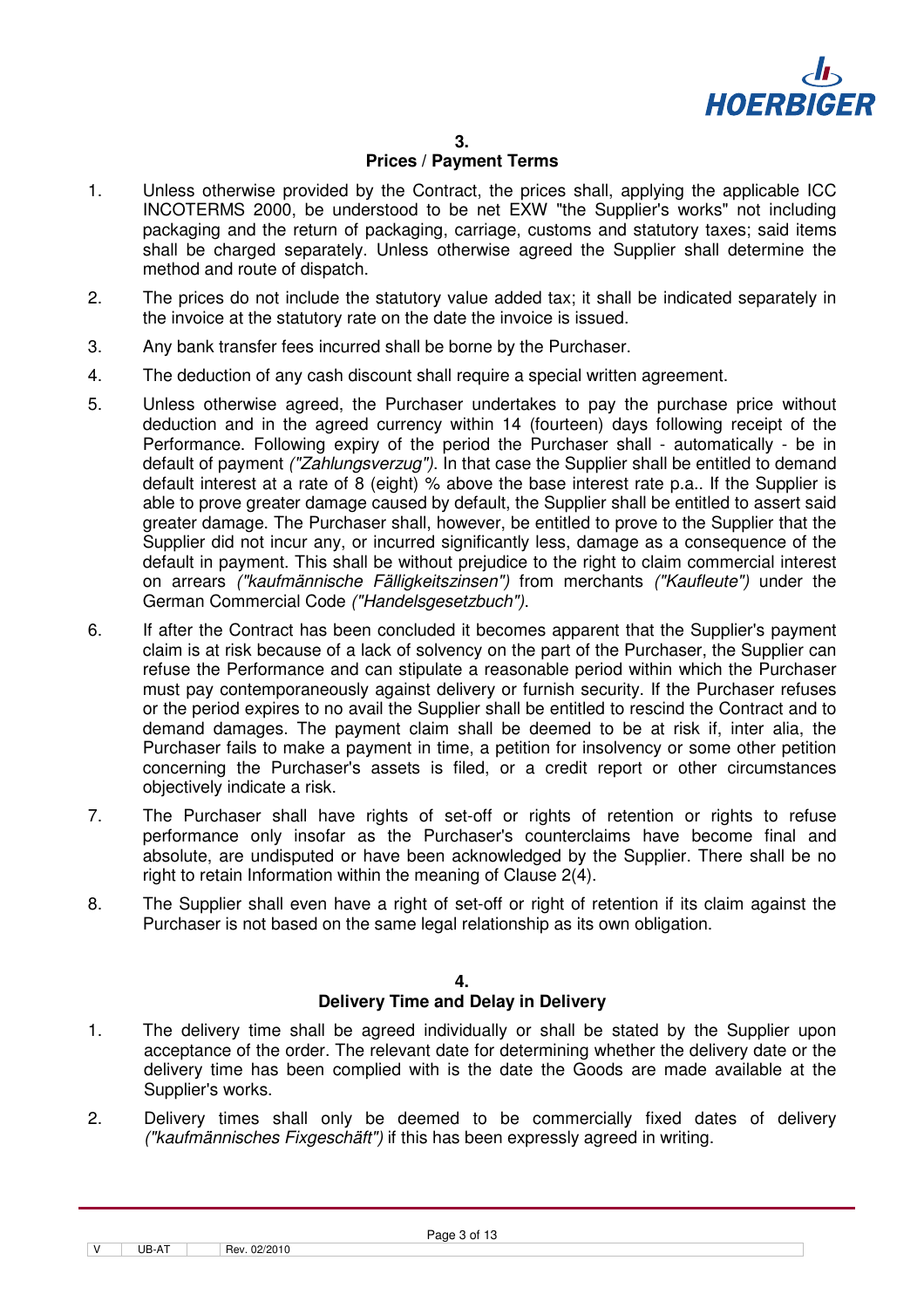## 3.
## Prices / Payment Terms

1. Unless otherwise provided by the Contract, the prices shall, applying the applicable ICC INCOTERMS 2000, be understood to be net EXW "the Supplier's works" not including packaging and the return of packaging, carriage, customs and statutory taxes; said items shall be charged separately. Unless otherwise agreed the Supplier shall determine the method and route of dispatch.

2. The prices do not include the statutory value added tax; it shall be indicated separately in the invoice at the statutory rate on the date the invoice is issued.

3. Any bank transfer fees incurred shall be borne by the Purchaser.

4. The deduction of any cash discount shall require a special written agreement.

5. Unless otherwise agreed, the Purchaser undertakes to pay the purchase price without deduction and in the agreed currency within 14 (fourteen) days following receipt of the Performance. Following expiry of the period the Purchaser shall - automatically - be in default of payment *("Zahlungsverzug")*. In that case the Supplier shall be entitled to demand default interest at a rate of 8 (eight) % above the base interest rate p.a.. If the Supplier is able to prove greater damage caused by default, the Supplier shall be entitled to assert said greater damage. The Purchaser shall, however, be entitled to prove to the Supplier that the Supplier did not incur any, or incurred significantly less, damage as a consequence of the default in payment. This shall be without prejudice to the right to claim commercial interest on arrears *("kaufmännische Fälligkeitszinsen")* from merchants *("Kaufleute")* under the German Commercial Code *("Handelsgesetzbuch")*.

6. If after the Contract has been concluded it becomes apparent that the Supplier's payment claim is at risk because of a lack of solvency on the part of the Purchaser, the Supplier can refuse the Performance and can stipulate a reasonable period within which the Purchaser must pay contemporaneously against delivery or furnish security. If the Purchaser refuses or the period expires to no avail the Supplier shall be entitled to rescind the Contract and to demand damages. The payment claim shall be deemed to be at risk if, inter alia, the Purchaser fails to make a payment in time, a petition for insolvency or some other petition concerning the Purchaser's assets is filed, or a credit report or other circumstances objectively indicate a risk.

7. The Purchaser shall have rights of set-off or rights of retention or rights to refuse performance only insofar as the Purchaser's counterclaims have become final and absolute, are undisputed or have been acknowledged by the Supplier. There shall be no right to retain Information within the meaning of Clause 2(4).

8. The Supplier shall even have a right of set-off or right of retention if its claim against the Purchaser is not based on the same legal relationship as its own obligation.

## 4.
## Delivery Time and Delay in Delivery

1. The delivery time shall be agreed individually or shall be stated by the Supplier upon acceptance of the order. The relevant date for determining whether the delivery date or the delivery time has been complied with is the date the Goods are made available at the Supplier's works.

2. Delivery times shall only be deemed to be commercially fixed dates of delivery *("kaufmännisches Fixgeschäft")* if this has been expressly agreed in writing.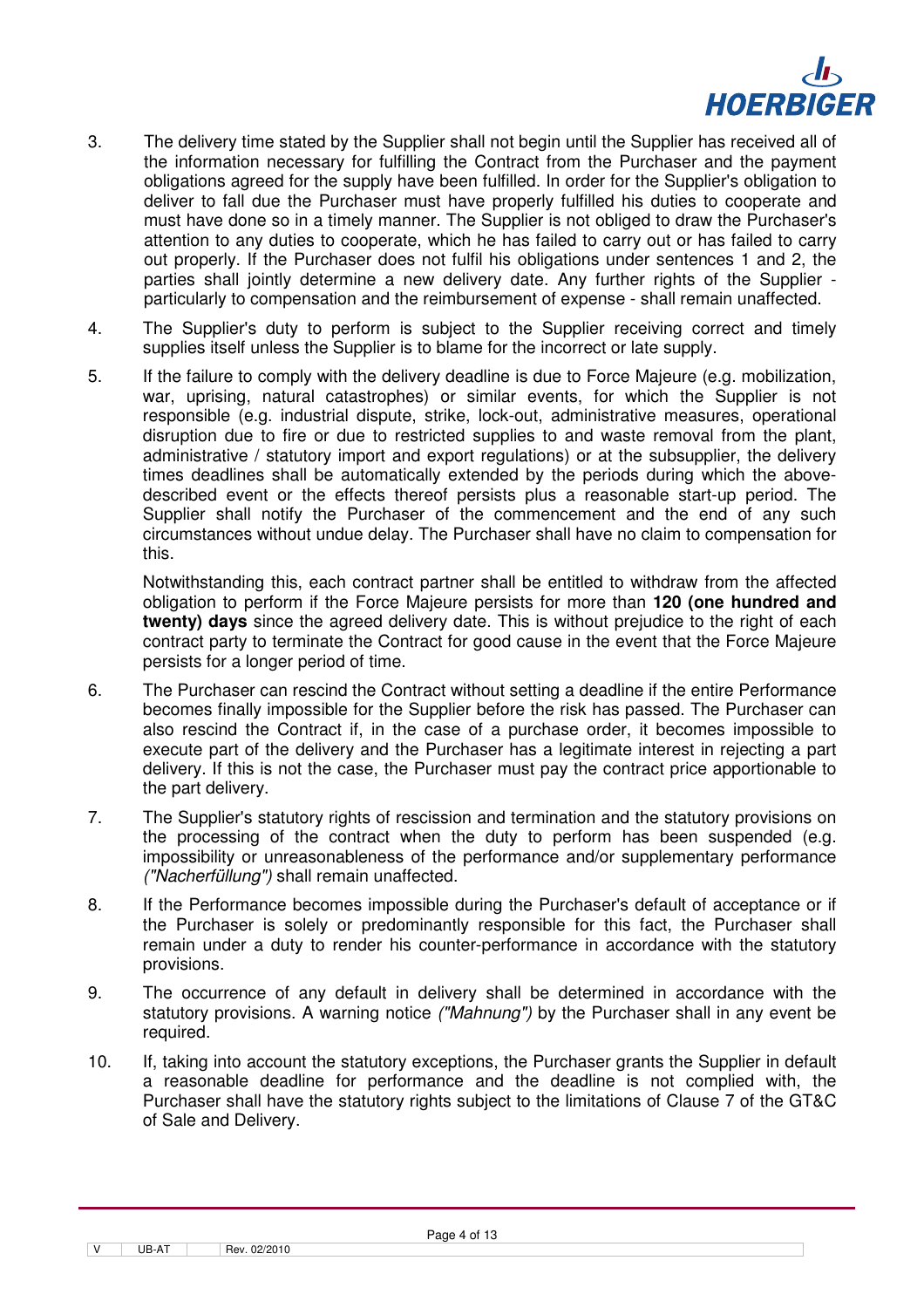3. The delivery time stated by the Supplier shall not begin until the Supplier has received all of the information necessary for fulfilling the Contract from the Purchaser and the payment obligations agreed for the supply have been fulfilled. In order for the Supplier's obligation to deliver to fall due the Purchaser must have properly fulfilled his duties to cooperate and must have done so in a timely manner. The Supplier is not obliged to draw the Purchaser's attention to any duties to cooperate, which he has failed to carry out or has failed to carry out properly. If the Purchaser does not fulfil his obligations under sentences 1 and 2, the parties shall jointly determine a new delivery date. Any further rights of the Supplier - particularly to compensation and the reimbursement of expense - shall remain unaffected.

4. The Supplier's duty to perform is subject to the Supplier receiving correct and timely supplies itself unless the Supplier is to blame for the incorrect or late supply.

5. If the failure to comply with the delivery deadline is due to Force Majeure (e.g. mobilization, war, uprising, natural catastrophes) or similar events, for which the Supplier is not responsible (e.g. industrial dispute, strike, lock-out, administrative measures, operational disruption due to fire or due to restricted supplies to and waste removal from the plant, administrative / statutory import and export regulations) or at the subsupplier, the delivery times deadlines shall be automatically extended by the periods during which the above-described event or the effects thereof persists plus a reasonable start-up period. The Supplier shall notify the Purchaser of the commencement and the end of any such circumstances without undue delay. The Purchaser shall have no claim to compensation for this.

   Notwithstanding this, each contract partner shall be entitled to withdraw from the affected obligation to perform if the Force Majeure persists for more than **120 (one hundred and twenty) days** since the agreed delivery date. This is without prejudice to the right of each contract party to terminate the Contract for good cause in the event that the Force Majeure persists for a longer period of time.

6. The Purchaser can rescind the Contract without setting a deadline if the entire Performance becomes finally impossible for the Supplier before the risk has passed. The Purchaser can also rescind the Contract if, in the case of a purchase order, it becomes impossible to execute part of the delivery and the Purchaser has a legitimate interest in rejecting a part delivery. If this is not the case, the Purchaser must pay the contract price apportionable to the part delivery.

7. The Supplier's statutory rights of rescission and termination and the statutory provisions on the processing of the contract when the duty to perform has been suspended (e.g. impossibility or unreasonableness of the performance and/or supplementary performance *("Nacherfüllung")* shall remain unaffected.

8. If the Performance becomes impossible during the Purchaser's default of acceptance or if the Purchaser is solely or predominantly responsible for this fact, the Purchaser shall remain under a duty to render his counter-performance in accordance with the statutory provisions.

9. The occurrence of any default in delivery shall be determined in accordance with the statutory provisions. A warning notice *("Mahnung")* by the Purchaser shall in any event be required.

10. If, taking into account the statutory exceptions, the Purchaser grants the Supplier in default a reasonable deadline for performance and the deadline is not complied with, the Purchaser shall have the statutory rights subject to the limitations of Clause 7 of the GT&C of Sale and Delivery.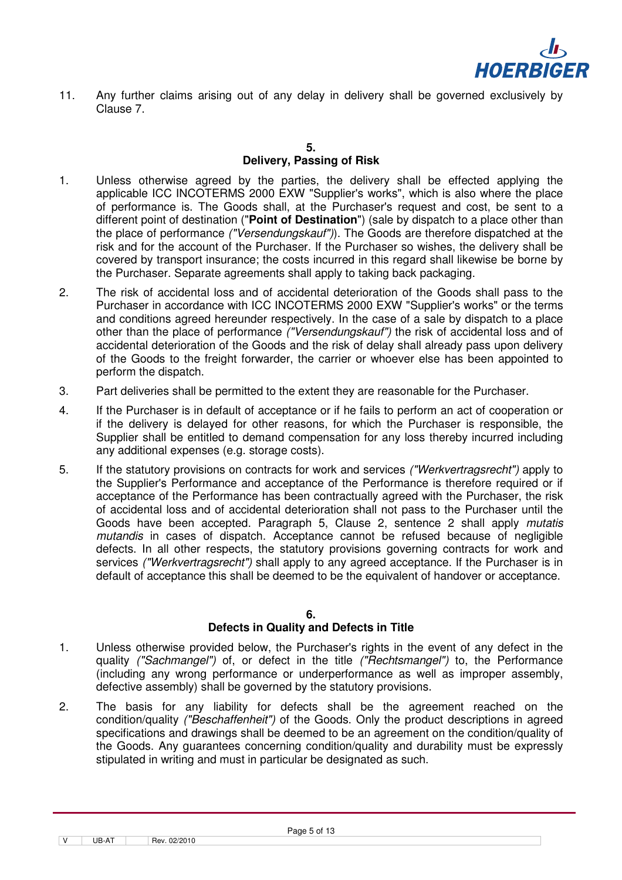11. Any further claims arising out of any delay in delivery shall be governed exclusively by Clause 7.

## 5. Delivery, Passing of Risk

1. Unless otherwise agreed by the parties, the delivery shall be effected applying the applicable ICC INCOTERMS 2000 EXW "Supplier's works", which is also where the place of performance is. The Goods shall, at the Purchaser's request and cost, be sent to a different point of destination ("**Point of Destination**") (sale by dispatch to a place other than the place of performance *("Versendungskauf")*). The Goods are therefore dispatched at the risk and for the account of the Purchaser. If the Purchaser so wishes, the delivery shall be covered by transport insurance; the costs incurred in this regard shall likewise be borne by the Purchaser. Separate agreements shall apply to taking back packaging.

2. The risk of accidental loss and of accidental deterioration of the Goods shall pass to the Purchaser in accordance with ICC INCOTERMS 2000 EXW "Supplier's works" or the terms and conditions agreed hereunder respectively. In the case of a sale by dispatch to a place other than the place of performance *("Versendungskauf")* the risk of accidental loss and of accidental deterioration of the Goods and the risk of delay shall already pass upon delivery of the Goods to the freight forwarder, the carrier or whoever else has been appointed to perform the dispatch.

3. Part deliveries shall be permitted to the extent they are reasonable for the Purchaser.

4. If the Purchaser is in default of acceptance or if he fails to perform an act of cooperation or if the delivery is delayed for other reasons, for which the Purchaser is responsible, the Supplier shall be entitled to demand compensation for any loss thereby incurred including any additional expenses (e.g. storage costs).

5. If the statutory provisions on contracts for work and services *("Werkvertragsrecht")* apply to the Supplier's Performance and acceptance of the Performance is therefore required or if acceptance of the Performance has been contractually agreed with the Purchaser, the risk of accidental loss and of accidental deterioration shall not pass to the Purchaser until the Goods have been accepted. Paragraph 5, Clause 2, sentence 2 shall apply *mutatis mutandis* in cases of dispatch. Acceptance cannot be refused because of negligible defects. In all other respects, the statutory provisions governing contracts for work and services *("Werkvertragsrecht")* shall apply to any agreed acceptance. If the Purchaser is in default of acceptance this shall be deemed to be the equivalent of handover or acceptance.

## 6. Defects in Quality and Defects in Title

1. Unless otherwise provided below, the Purchaser's rights in the event of any defect in the quality *("Sachmangel")* of, or defect in the title *("Rechtsmangel")* to, the Performance (including any wrong performance or underperformance as well as improper assembly, defective assembly) shall be governed by the statutory provisions.

2. The basis for any liability for defects shall be the agreement reached on the condition/quality *("Beschaffenheit")* of the Goods. Only the product descriptions in agreed specifications and drawings shall be deemed to be an agreement on the condition/quality of the Goods. Any guarantees concerning condition/quality and durability must be expressly stipulated in writing and must in particular be designated as such.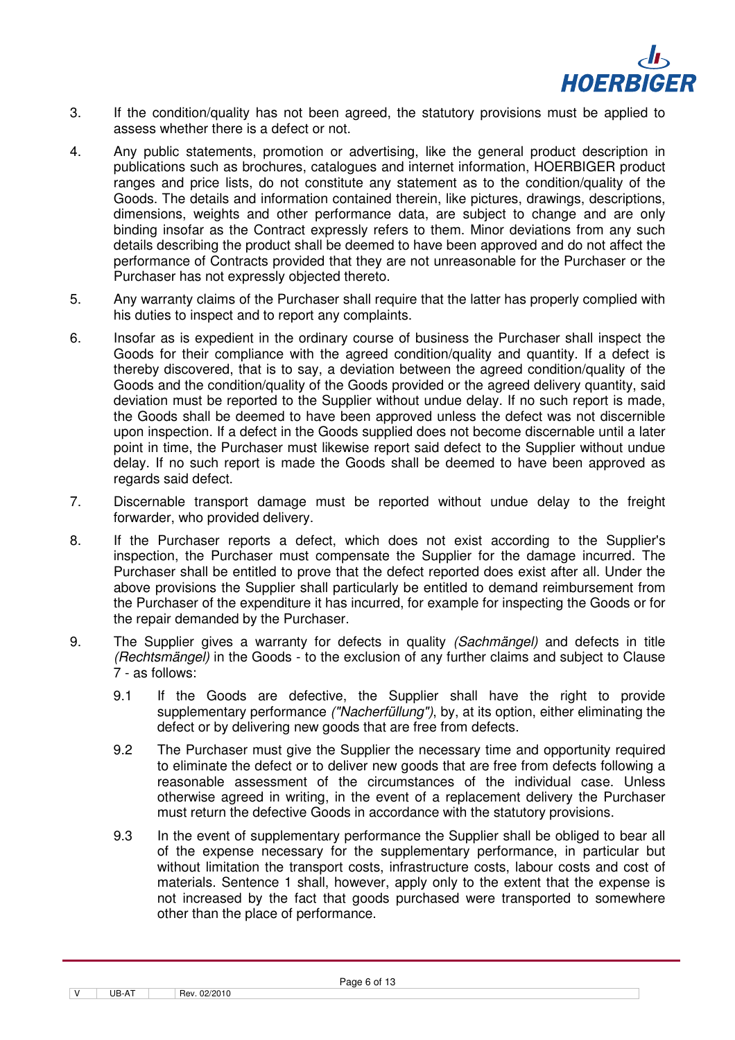3. If the condition/quality has not been agreed, the statutory provisions must be applied to assess whether there is a defect or not.

4. Any public statements, promotion or advertising, like the general product description in publications such as brochures, catalogues and internet information, HOERBIGER product ranges and price lists, do not constitute any statement as to the condition/quality of the Goods. The details and information contained therein, like pictures, drawings, descriptions, dimensions, weights and other performance data, are subject to change and are only binding insofar as the Contract expressly refers to them. Minor deviations from any such details describing the product shall be deemed to have been approved and do not affect the performance of Contracts provided that they are not unreasonable for the Purchaser or the Purchaser has not expressly objected thereto.

5. Any warranty claims of the Purchaser shall require that the latter has properly complied with his duties to inspect and to report any complaints.

6. Insofar as is expedient in the ordinary course of business the Purchaser shall inspect the Goods for their compliance with the agreed condition/quality and quantity. If a defect is thereby discovered, that is to say, a deviation between the agreed condition/quality of the Goods and the condition/quality of the Goods provided or the agreed delivery quantity, said deviation must be reported to the Supplier without undue delay. If no such report is made, the Goods shall be deemed to have been approved unless the defect was not discernible upon inspection. If a defect in the Goods supplied does not become discernable until a later point in time, the Purchaser must likewise report said defect to the Supplier without undue delay. If no such report is made the Goods shall be deemed to have been approved as regards said defect.

7. Discernable transport damage must be reported without undue delay to the freight forwarder, who provided delivery.

8. If the Purchaser reports a defect, which does not exist according to the Supplier's inspection, the Purchaser must compensate the Supplier for the damage incurred. The Purchaser shall be entitled to prove that the defect reported does exist after all. Under the above provisions the Supplier shall particularly be entitled to demand reimbursement from the Purchaser of the expenditure it has incurred, for example for inspecting the Goods or for the repair demanded by the Purchaser.

9. The Supplier gives a warranty for defects in quality *(Sachmängel)* and defects in title *(Rechtsmängel)* in the Goods - to the exclusion of any further claims and subject to Clause 7 - as follows:

   9.1 If the Goods are defective, the Supplier shall have the right to provide supplementary performance *("Nacherfüllung")*, by, at its option, either eliminating the defect or by delivering new goods that are free from defects.

   9.2 The Purchaser must give the Supplier the necessary time and opportunity required to eliminate the defect or to deliver new goods that are free from defects following a reasonable assessment of the circumstances of the individual case. Unless otherwise agreed in writing, in the event of a replacement delivery the Purchaser must return the defective Goods in accordance with the statutory provisions.

   9.3 In the event of supplementary performance the Supplier shall be obliged to bear all of the expense necessary for the supplementary performance, in particular but without limitation the transport costs, infrastructure costs, labour costs and cost of materials. Sentence 1 shall, however, apply only to the extent that the expense is not increased by the fact that goods purchased were transported to somewhere other than the place of performance.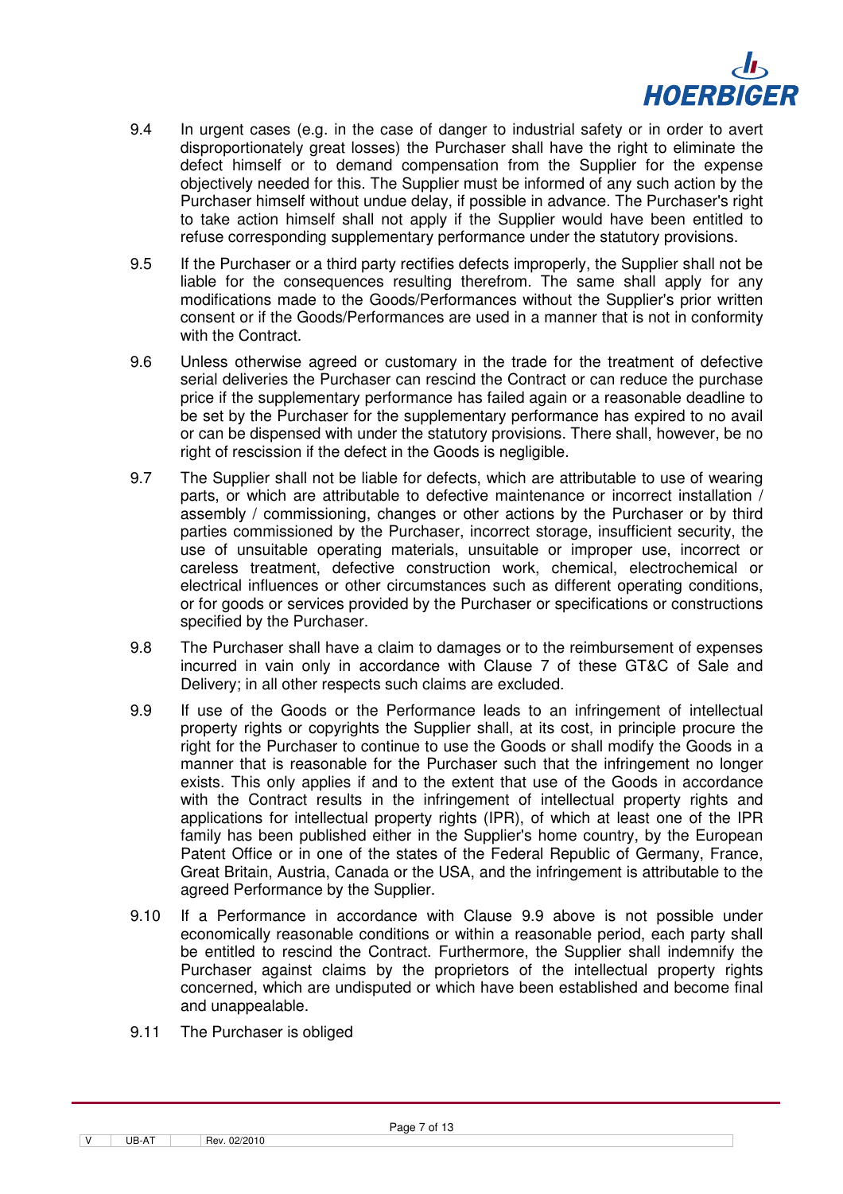9.4 In urgent cases (e.g. in the case of danger to industrial safety or in order to avert disproportionately great losses) the Purchaser shall have the right to eliminate the defect himself or to demand compensation from the Supplier for the expense objectively needed for this. The Supplier must be informed of any such action by the Purchaser himself without undue delay, if possible in advance. The Purchaser's right to take action himself shall not apply if the Supplier would have been entitled to refuse corresponding supplementary performance under the statutory provisions.

9.5 If the Purchaser or a third party rectifies defects improperly, the Supplier shall not be liable for the consequences resulting therefrom. The same shall apply for any modifications made to the Goods/Performances without the Supplier's prior written consent or if the Goods/Performances are used in a manner that is not in conformity with the Contract.

9.6 Unless otherwise agreed or customary in the trade for the treatment of defective serial deliveries the Purchaser can rescind the Contract or can reduce the purchase price if the supplementary performance has failed again or a reasonable deadline to be set by the Purchaser for the supplementary performance has expired to no avail or can be dispensed with under the statutory provisions. There shall, however, be no right of rescission if the defect in the Goods is negligible.

9.7 The Supplier shall not be liable for defects, which are attributable to use of wearing parts, or which are attributable to defective maintenance or incorrect installation / assembly / commissioning, changes or other actions by the Purchaser or by third parties commissioned by the Purchaser, incorrect storage, insufficient security, the use of unsuitable operating materials, unsuitable or improper use, incorrect or careless treatment, defective construction work, chemical, electrochemical or electrical influences or other circumstances such as different operating conditions, or for goods or services provided by the Purchaser or specifications or constructions specified by the Purchaser.

9.8 The Purchaser shall have a claim to damages or to the reimbursement of expenses incurred in vain only in accordance with Clause 7 of these GT&C of Sale and Delivery; in all other respects such claims are excluded.

9.9 If use of the Goods or the Performance leads to an infringement of intellectual property rights or copyrights the Supplier shall, at its cost, in principle procure the right for the Purchaser to continue to use the Goods or shall modify the Goods in a manner that is reasonable for the Purchaser such that the infringement no longer exists. This only applies if and to the extent that use of the Goods in accordance with the Contract results in the infringement of intellectual property rights and applications for intellectual property rights (IPR), of which at least one of the IPR family has been published either in the Supplier's home country, by the European Patent Office or in one of the states of the Federal Republic of Germany, France, Great Britain, Austria, Canada or the USA, and the infringement is attributable to the agreed Performance by the Supplier.

9.10 If a Performance in accordance with Clause 9.9 above is not possible under economically reasonable conditions or within a reasonable period, each party shall be entitled to rescind the Contract. Furthermore, the Supplier shall indemnify the Purchaser against claims by the proprietors of the intellectual property rights concerned, which are undisputed or which have been established and become final and unappealable.

9.11 The Purchaser is obliged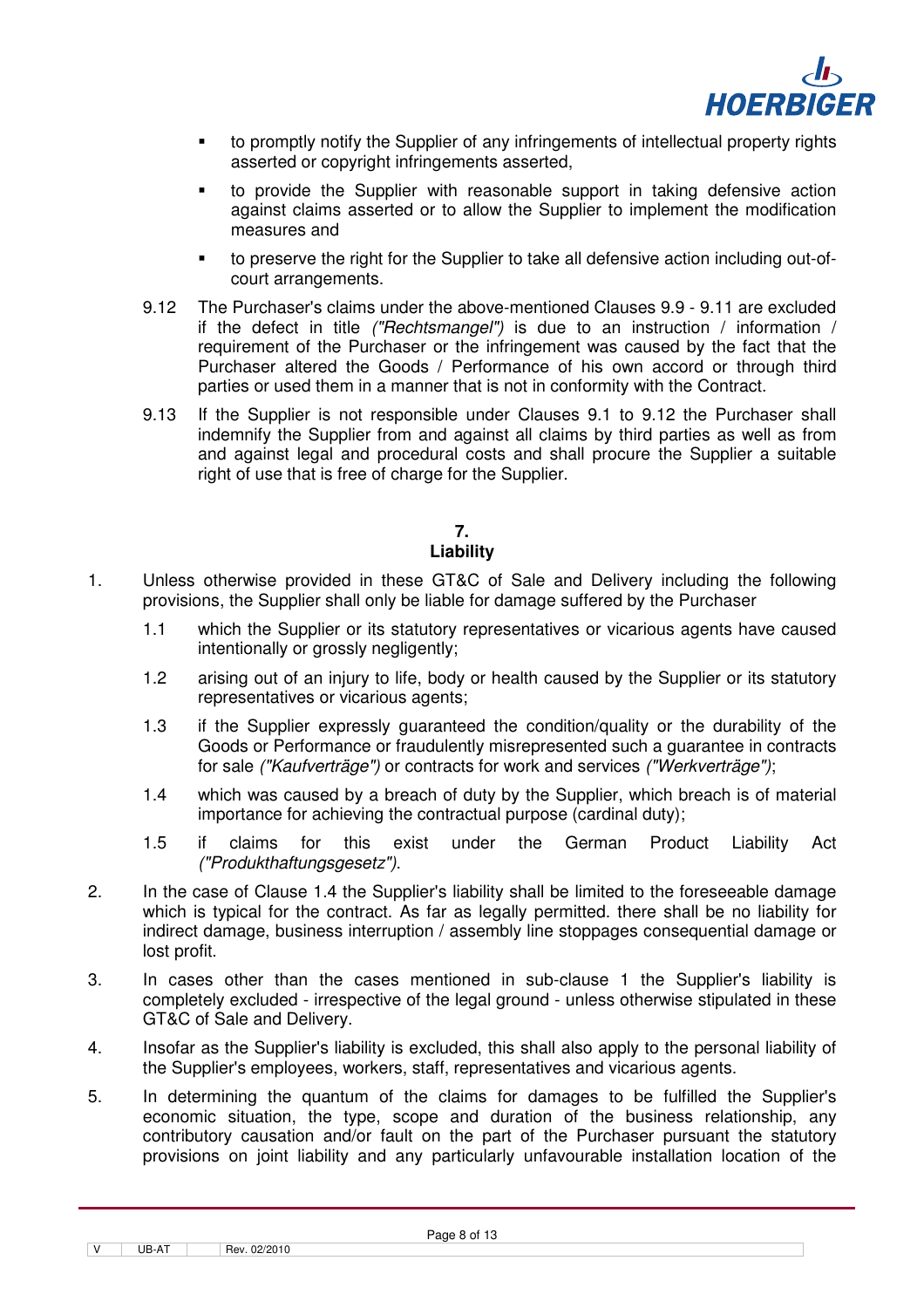- to promptly notify the Supplier of any infringements of intellectual property rights asserted or copyright infringements asserted,
- to provide the Supplier with reasonable support in taking defensive action against claims asserted or to allow the Supplier to implement the modification measures and
- to preserve the right for the Supplier to take all defensive action including out-of-court arrangements.

9.12 The Purchaser's claims under the above-mentioned Clauses 9.9 - 9.11 are excluded if the defect in title *("Rechtsmangel")* is due to an instruction / information / requirement of the Purchaser or the infringement was caused by the fact that the Purchaser altered the Goods / Performance of his own accord or through third parties or used them in a manner that is not in conformity with the Contract.

9.13 If the Supplier is not responsible under Clauses 9.1 to 9.12 the Purchaser shall indemnify the Supplier from and against all claims by third parties as well as from and against legal and procedural costs and shall procure the Supplier a suitable right of use that is free of charge for the Supplier.

## 7. Liability

1. Unless otherwise provided in these GT&C of Sale and Delivery including the following provisions, the Supplier shall only be liable for damage suffered by the Purchaser

    1.1 which the Supplier or its statutory representatives or vicarious agents have caused intentionally or grossly negligently;

    1.2 arising out of an injury to life, body or health caused by the Supplier or its statutory representatives or vicarious agents;

    1.3 if the Supplier expressly guaranteed the condition/quality or the durability of the Goods or Performance or fraudulently misrepresented such a guarantee in contracts for sale *("Kaufverträge")* or contracts for work and services *("Werkverträge")*;

    1.4 which was caused by a breach of duty by the Supplier, which breach is of material importance for achieving the contractual purpose (cardinal duty);

    1.5 if claims for this exist under the German Product Liability Act *("Produkthaftungsgesetz")*.

2. In the case of Clause 1.4 the Supplier's liability shall be limited to the foreseeable damage which is typical for the contract. As far as legally permitted. there shall be no liability for indirect damage, business interruption / assembly line stoppages consequential damage or lost profit.

3. In cases other than the cases mentioned in sub-clause 1 the Supplier's liability is completely excluded - irrespective of the legal ground - unless otherwise stipulated in these GT&C of Sale and Delivery.

4. Insofar as the Supplier's liability is excluded, this shall also apply to the personal liability of the Supplier's employees, workers, staff, representatives and vicarious agents.

5. In determining the quantum of the claims for damages to be fulfilled the Supplier's economic situation, the type, scope and duration of the business relationship, any contributory causation and/or fault on the part of the Purchaser pursuant the statutory provisions on joint liability and any particularly unfavourable installation location of the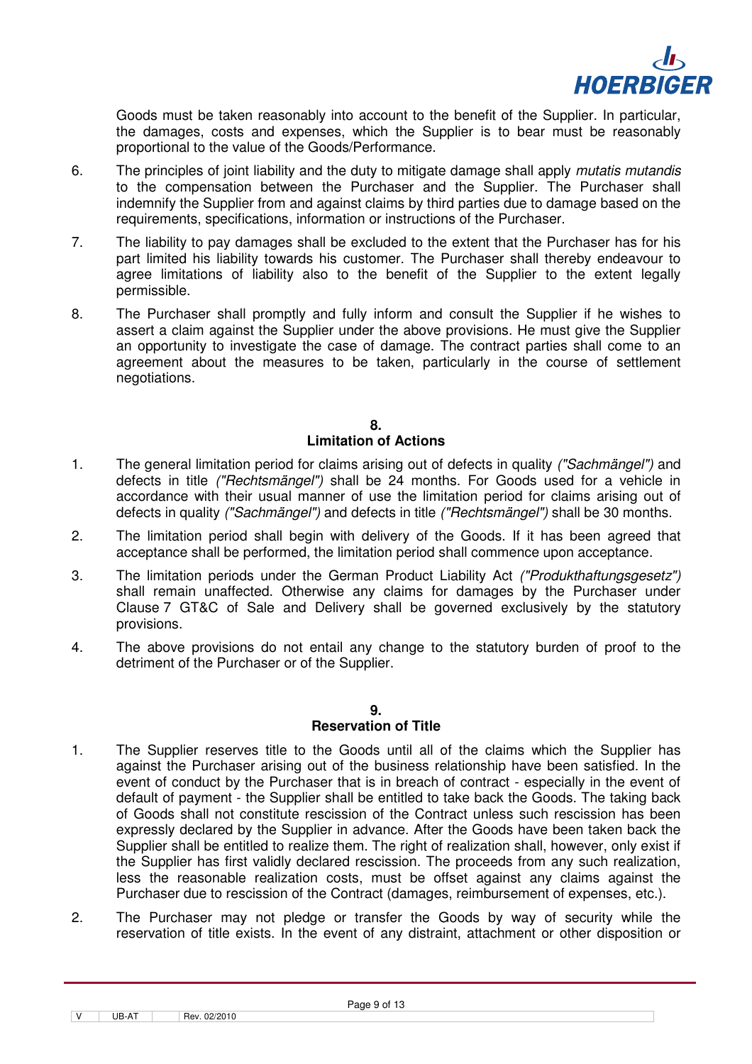Goods must be taken reasonably into account to the benefit of the Supplier. In particular, the damages, costs and expenses, which the Supplier is to bear must be reasonably proportional to the value of the Goods/Performance.

6. The principles of joint liability and the duty to mitigate damage shall apply *mutatis mutandis* to the compensation between the Purchaser and the Supplier. The Purchaser shall indemnify the Supplier from and against claims by third parties due to damage based on the requirements, specifications, information or instructions of the Purchaser.

7. The liability to pay damages shall be excluded to the extent that the Purchaser has for his part limited his liability towards his customer. The Purchaser shall thereby endeavour to agree limitations of liability also to the benefit of the Supplier to the extent legally permissible.

8. The Purchaser shall promptly and fully inform and consult the Supplier if he wishes to assert a claim against the Supplier under the above provisions. He must give the Supplier an opportunity to investigate the case of damage. The contract parties shall come to an agreement about the measures to be taken, particularly in the course of settlement negotiations.

## 8. Limitation of Actions

1. The general limitation period for claims arising out of defects in quality *("Sachmängel")* and defects in title *("Rechtsmängel")* shall be 24 months. For Goods used for a vehicle in accordance with their usual manner of use the limitation period for claims arising out of defects in quality *("Sachmängel")* and defects in title *("Rechtsmängel")* shall be 30 months.

2. The limitation period shall begin with delivery of the Goods. If it has been agreed that acceptance shall be performed, the limitation period shall commence upon acceptance.

3. The limitation periods under the German Product Liability Act *("Produkthaftungsgesetz")* shall remain unaffected. Otherwise any claims for damages by the Purchaser under Clause 7 GT&C of Sale and Delivery shall be governed exclusively by the statutory provisions.

4. The above provisions do not entail any change to the statutory burden of proof to the detriment of the Purchaser or of the Supplier.

## 9. Reservation of Title

1. The Supplier reserves title to the Goods until all of the claims which the Supplier has against the Purchaser arising out of the business relationship have been satisfied. In the event of conduct by the Purchaser that is in breach of contract - especially in the event of default of payment - the Supplier shall be entitled to take back the Goods. The taking back of Goods shall not constitute rescission of the Contract unless such rescission has been expressly declared by the Supplier in advance. After the Goods have been taken back the Supplier shall be entitled to realize them. The right of realization shall, however, only exist if the Supplier has first validly declared rescission. The proceeds from any such realization, less the reasonable realization costs, must be offset against any claims against the Purchaser due to rescission of the Contract (damages, reimbursement of expenses, etc.).

2. The Purchaser may not pledge or transfer the Goods by way of security while the reservation of title exists. In the event of any distraint, attachment or other disposition or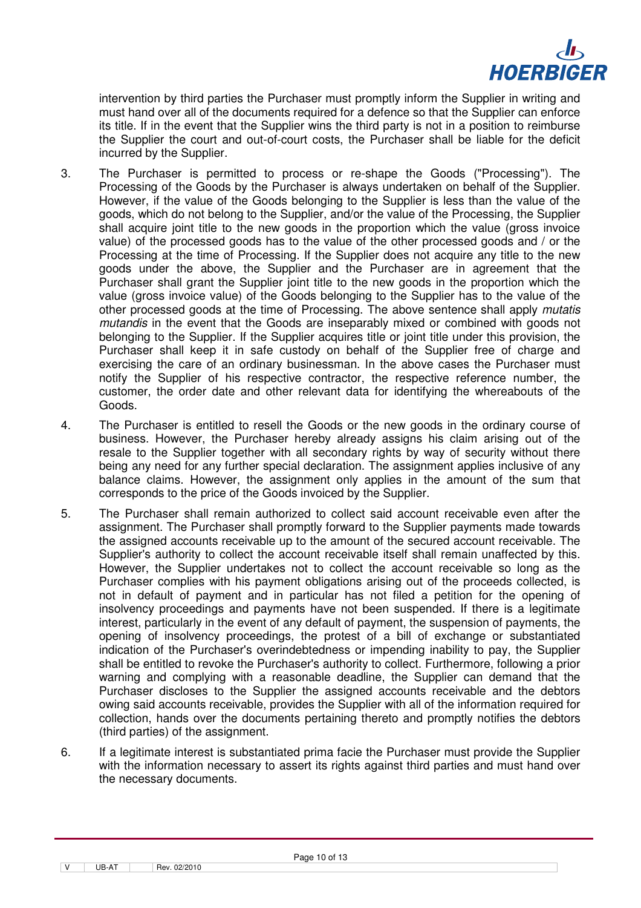intervention by third parties the Purchaser must promptly inform the Supplier in writing and must hand over all of the documents required for a defence so that the Supplier can enforce its title. If in the event that the Supplier wins the third party is not in a position to reimburse the Supplier the court and out-of-court costs, the Purchaser shall be liable for the deficit incurred by the Supplier.

3. The Purchaser is permitted to process or re-shape the Goods ("Processing"). The Processing of the Goods by the Purchaser is always undertaken on behalf of the Supplier. However, if the value of the Goods belonging to the Supplier is less than the value of the goods, which do not belong to the Supplier, and/or the value of the Processing, the Supplier shall acquire joint title to the new goods in the proportion which the value (gross invoice value) of the processed goods has to the value of the other processed goods and / or the Processing at the time of Processing. If the Supplier does not acquire any title to the new goods under the above, the Supplier and the Purchaser are in agreement that the Purchaser shall grant the Supplier joint title to the new goods in the proportion which the value (gross invoice value) of the Goods belonging to the Supplier has to the value of the other processed goods at the time of Processing. The above sentence shall apply *mutatis mutandis* in the event that the Goods are inseparably mixed or combined with goods not belonging to the Supplier. If the Supplier acquires title or joint title under this provision, the Purchaser shall keep it in safe custody on behalf of the Supplier free of charge and exercising the care of an ordinary businessman. In the above cases the Purchaser must notify the Supplier of his respective contractor, the respective reference number, the customer, the order date and other relevant data for identifying the whereabouts of the Goods.

4. The Purchaser is entitled to resell the Goods or the new goods in the ordinary course of business. However, the Purchaser hereby already assigns his claim arising out of the resale to the Supplier together with all secondary rights by way of security without there being any need for any further special declaration. The assignment applies inclusive of any balance claims. However, the assignment only applies in the amount of the sum that corresponds to the price of the Goods invoiced by the Supplier.

5. The Purchaser shall remain authorized to collect said account receivable even after the assignment. The Purchaser shall promptly forward to the Supplier payments made towards the assigned accounts receivable up to the amount of the secured account receivable. The Supplier's authority to collect the account receivable itself shall remain unaffected by this. However, the Supplier undertakes not to collect the account receivable so long as the Purchaser complies with his payment obligations arising out of the proceeds collected, is not in default of payment and in particular has not filed a petition for the opening of insolvency proceedings and payments have not been suspended. If there is a legitimate interest, particularly in the event of any default of payment, the suspension of payments, the opening of insolvency proceedings, the protest of a bill of exchange or substantiated indication of the Purchaser's overindebtedness or impending inability to pay, the Supplier shall be entitled to revoke the Purchaser's authority to collect. Furthermore, following a prior warning and complying with a reasonable deadline, the Supplier can demand that the Purchaser discloses to the Supplier the assigned accounts receivable and the debtors owing said accounts receivable, provides the Supplier with all of the information required for collection, hands over the documents pertaining thereto and promptly notifies the debtors (third parties) of the assignment.

6. If a legitimate interest is substantiated prima facie the Purchaser must provide the Supplier with the information necessary to assert its rights against third parties and must hand over the necessary documents.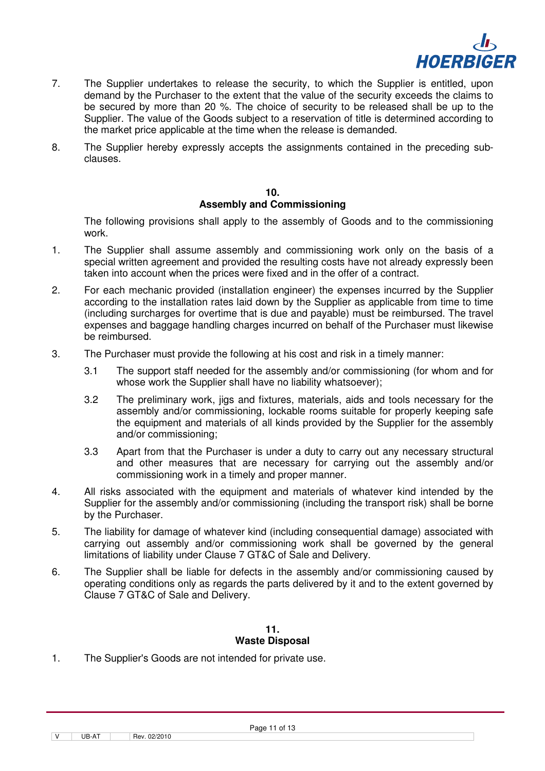7. The Supplier undertakes to release the security, to which the Supplier is entitled, upon demand by the Purchaser to the extent that the value of the security exceeds the claims to be secured by more than 20 %. The choice of security to be released shall be up to the Supplier. The value of the Goods subject to a reservation of title is determined according to the market price applicable at the time when the release is demanded.

8. The Supplier hereby expressly accepts the assignments contained in the preceding sub-clauses.

## 10.
## Assembly and Commissioning

The following provisions shall apply to the assembly of Goods and to the commissioning work.

1. The Supplier shall assume assembly and commissioning work only on the basis of a special written agreement and provided the resulting costs have not already expressly been taken into account when the prices were fixed and in the offer of a contract.

2. For each mechanic provided (installation engineer) the expenses incurred by the Supplier according to the installation rates laid down by the Supplier as applicable from time to time (including surcharges for overtime that is due and payable) must be reimbursed. The travel expenses and baggage handling charges incurred on behalf of the Purchaser must likewise be reimbursed.

3. The Purchaser must provide the following at his cost and risk in a timely manner:

   3.1 The support staff needed for the assembly and/or commissioning (for whom and for whose work the Supplier shall have no liability whatsoever);

   3.2 The preliminary work, jigs and fixtures, materials, aids and tools necessary for the assembly and/or commissioning, lockable rooms suitable for properly keeping safe the equipment and materials of all kinds provided by the Supplier for the assembly and/or commissioning;

   3.3 Apart from that the Purchaser is under a duty to carry out any necessary structural and other measures that are necessary for carrying out the assembly and/or commissioning work in a timely and proper manner.

4. All risks associated with the equipment and materials of whatever kind intended by the Supplier for the assembly and/or commissioning (including the transport risk) shall be borne by the Purchaser.

5. The liability for damage of whatever kind (including consequential damage) associated with carrying out assembly and/or commissioning work shall be governed by the general limitations of liability under Clause 7 GT&C of Sale and Delivery.

6. The Supplier shall be liable for defects in the assembly and/or commissioning caused by operating conditions only as regards the parts delivered by it and to the extent governed by Clause 7 GT&C of Sale and Delivery.

## 11.
## Waste Disposal

1. The Supplier's Goods are not intended for private use.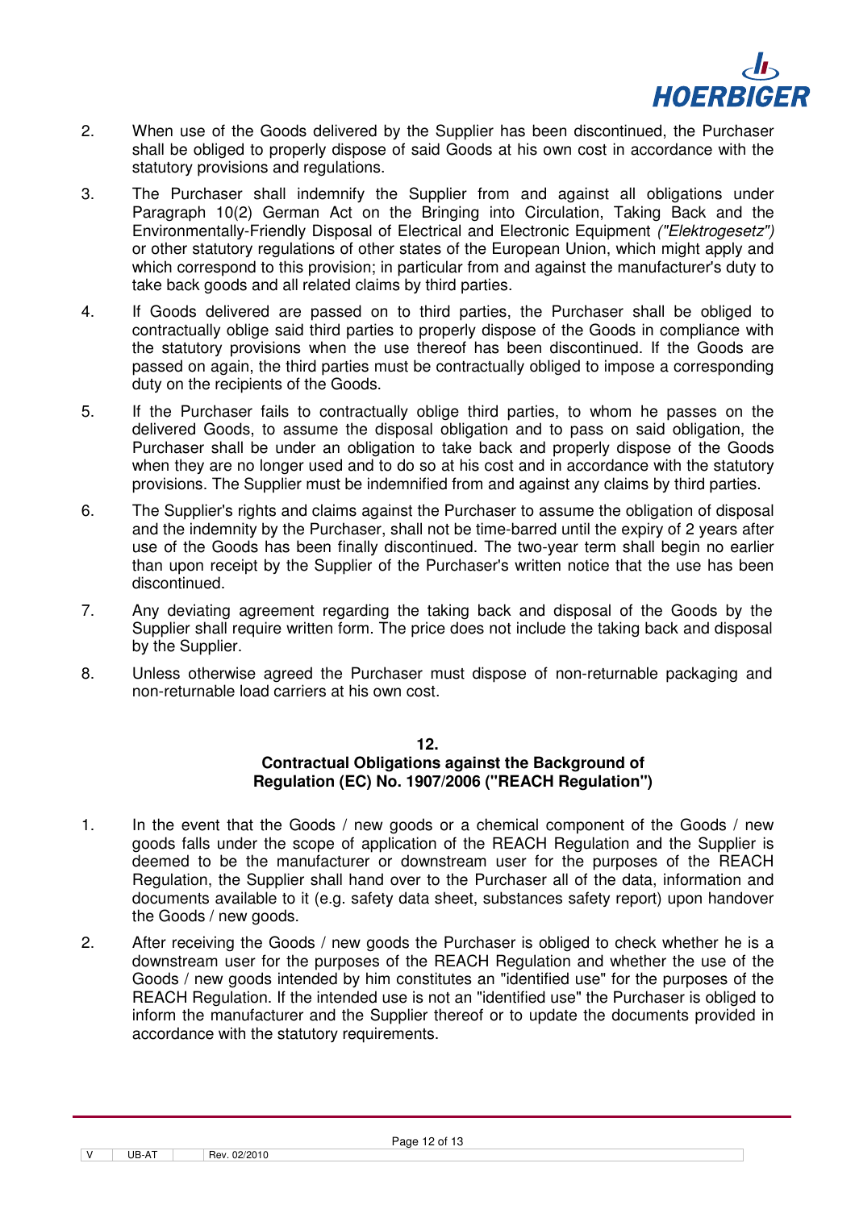2. When use of the Goods delivered by the Supplier has been discontinued, the Purchaser shall be obliged to properly dispose of said Goods at his own cost in accordance with the statutory provisions and regulations.

3. The Purchaser shall indemnify the Supplier from and against all obligations under Paragraph 10(2) German Act on the Bringing into Circulation, Taking Back and the Environmentally-Friendly Disposal of Electrical and Electronic Equipment *("Elektrogesetz")* or other statutory regulations of other states of the European Union, which might apply and which correspond to this provision; in particular from and against the manufacturer's duty to take back goods and all related claims by third parties.

4. If Goods delivered are passed on to third parties, the Purchaser shall be obliged to contractually oblige said third parties to properly dispose of the Goods in compliance with the statutory provisions when the use thereof has been discontinued. If the Goods are passed on again, the third parties must be contractually obliged to impose a corresponding duty on the recipients of the Goods.

5. If the Purchaser fails to contractually oblige third parties, to whom he passes on the delivered Goods, to assume the disposal obligation and to pass on said obligation, the Purchaser shall be under an obligation to take back and properly dispose of the Goods when they are no longer used and to do so at his cost and in accordance with the statutory provisions. The Supplier must be indemnified from and against any claims by third parties.

6. The Supplier's rights and claims against the Purchaser to assume the obligation of disposal and the indemnity by the Purchaser, shall not be time-barred until the expiry of 2 years after use of the Goods has been finally discontinued. The two-year term shall begin no earlier than upon receipt by the Supplier of the Purchaser's written notice that the use has been discontinued.

7. Any deviating agreement regarding the taking back and disposal of the Goods by the Supplier shall require written form. The price does not include the taking back and disposal by the Supplier.

8. Unless otherwise agreed the Purchaser must dispose of non-returnable packaging and non-returnable load carriers at his own cost.

## 12.
## Contractual Obligations against the Background of Regulation (EC) No. 1907/2006 ("REACH Regulation")

1. In the event that the Goods / new goods or a chemical component of the Goods / new goods falls under the scope of application of the REACH Regulation and the Supplier is deemed to be the manufacturer or downstream user for the purposes of the REACH Regulation, the Supplier shall hand over to the Purchaser all of the data, information and documents available to it (e.g. safety data sheet, substances safety report) upon handover the Goods / new goods.

2. After receiving the Goods / new goods the Purchaser is obliged to check whether he is a downstream user for the purposes of the REACH Regulation and whether the use of the Goods / new goods intended by him constitutes an "identified use" for the purposes of the REACH Regulation. If the intended use is not an "identified use" the Purchaser is obliged to inform the manufacturer and the Supplier thereof or to update the documents provided in accordance with the statutory requirements.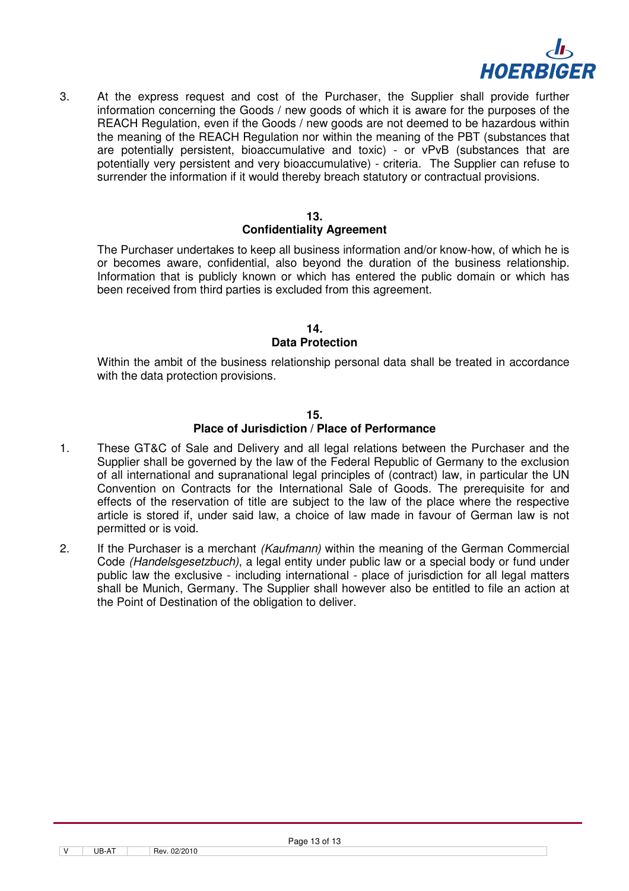3. At the express request and cost of the Purchaser, the Supplier shall provide further information concerning the Goods / new goods of which it is aware for the purposes of the REACH Regulation, even if the Goods / new goods are not deemed to be hazardous within the meaning of the REACH Regulation nor within the meaning of the PBT (substances that are potentially persistent, bioaccumulative and toxic) - or vPvB (substances that are potentially very persistent and very bioaccumulative) - criteria. The Supplier can refuse to surrender the information if it would thereby breach statutory or contractual provisions.

## 13.
## Confidentiality Agreement

The Purchaser undertakes to keep all business information and/or know-how, of which he is or becomes aware, confidential, also beyond the duration of the business relationship. Information that is publicly known or which has entered the public domain or which has been received from third parties is excluded from this agreement.

## 14.
## Data Protection

Within the ambit of the business relationship personal data shall be treated in accordance with the data protection provisions.

## 15.
## Place of Jurisdiction / Place of Performance

1. These GT&C of Sale and Delivery and all legal relations between the Purchaser and the Supplier shall be governed by the law of the Federal Republic of Germany to the exclusion of all international and supranational legal principles of (contract) law, in particular the UN Convention on Contracts for the International Sale of Goods. The prerequisite for and effects of the reservation of title are subject to the law of the place where the respective article is stored if, under said law, a choice of law made in favour of German law is not permitted or is void.

2. If the Purchaser is a merchant *(Kaufmann)* within the meaning of the German Commercial Code *(Handelsgesetzbuch)*, a legal entity under public law or a special body or fund under public law the exclusive - including international - place of jurisdiction for all legal matters shall be Munich, Germany. The Supplier shall however also be entitled to file an action at the Point of Destination of the obligation to deliver.